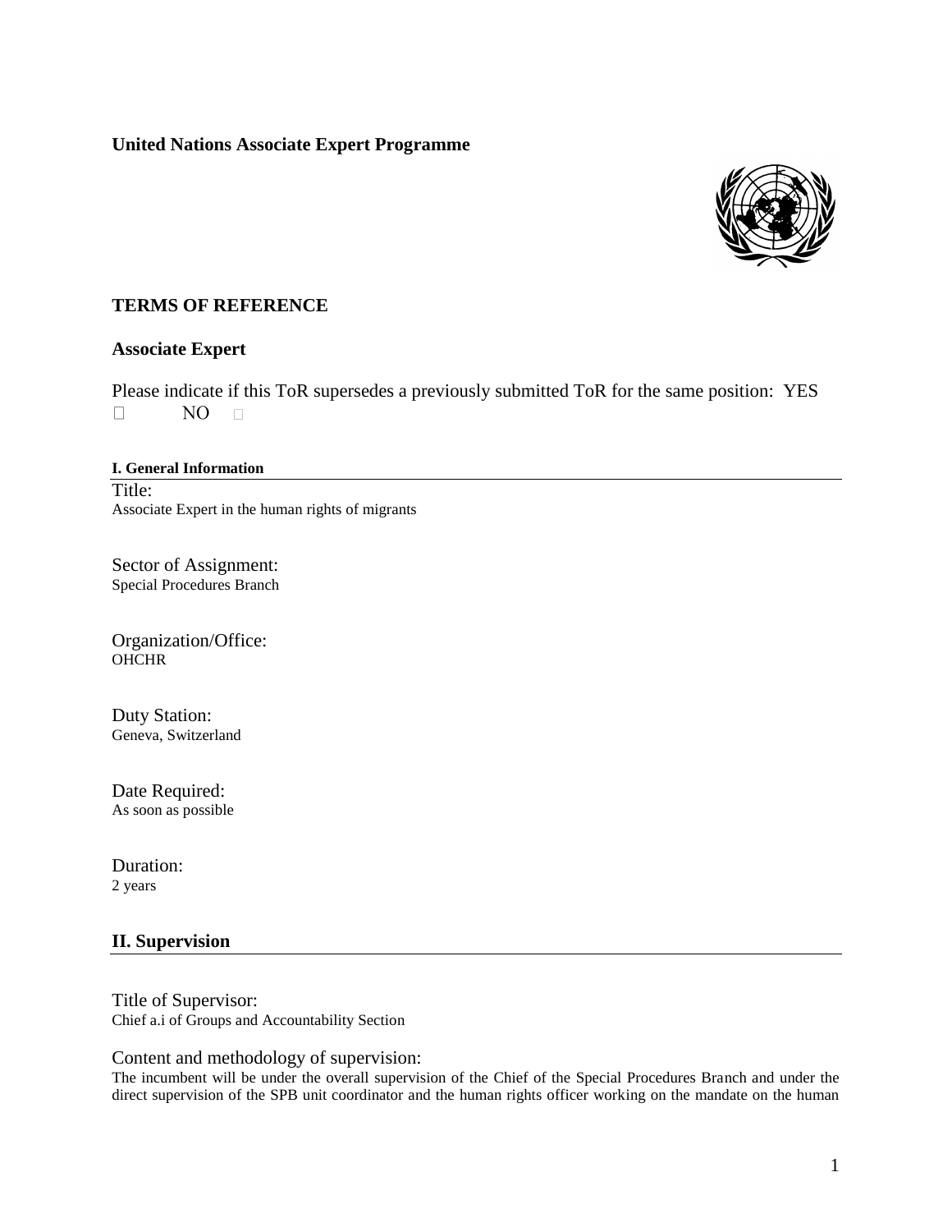**United Nations Associate Expert Programme**

## TERMS OF REFERENCE

### Associate Expert

Please indicate if this ToR supersedes a previously submitted ToR for the same position: YES ☐ NO ☐

#### I. General Information

Title:
Associate Expert in the human rights of migrants

Sector of Assignment:
Special Procedures Branch

Organization/Office:
OHCHR

Duty Station:
Geneva, Switzerland

Date Required:
As soon as possible

Duration:
2 years

## II. Supervision

Title of Supervisor:
Chief a.i of Groups and Accountability Section

Content and methodology of supervision:
The incumbent will be under the overall supervision of the Chief of the Special Procedures Branch and under the direct supervision of the SPB unit coordinator and the human rights officer working on the mandate on the human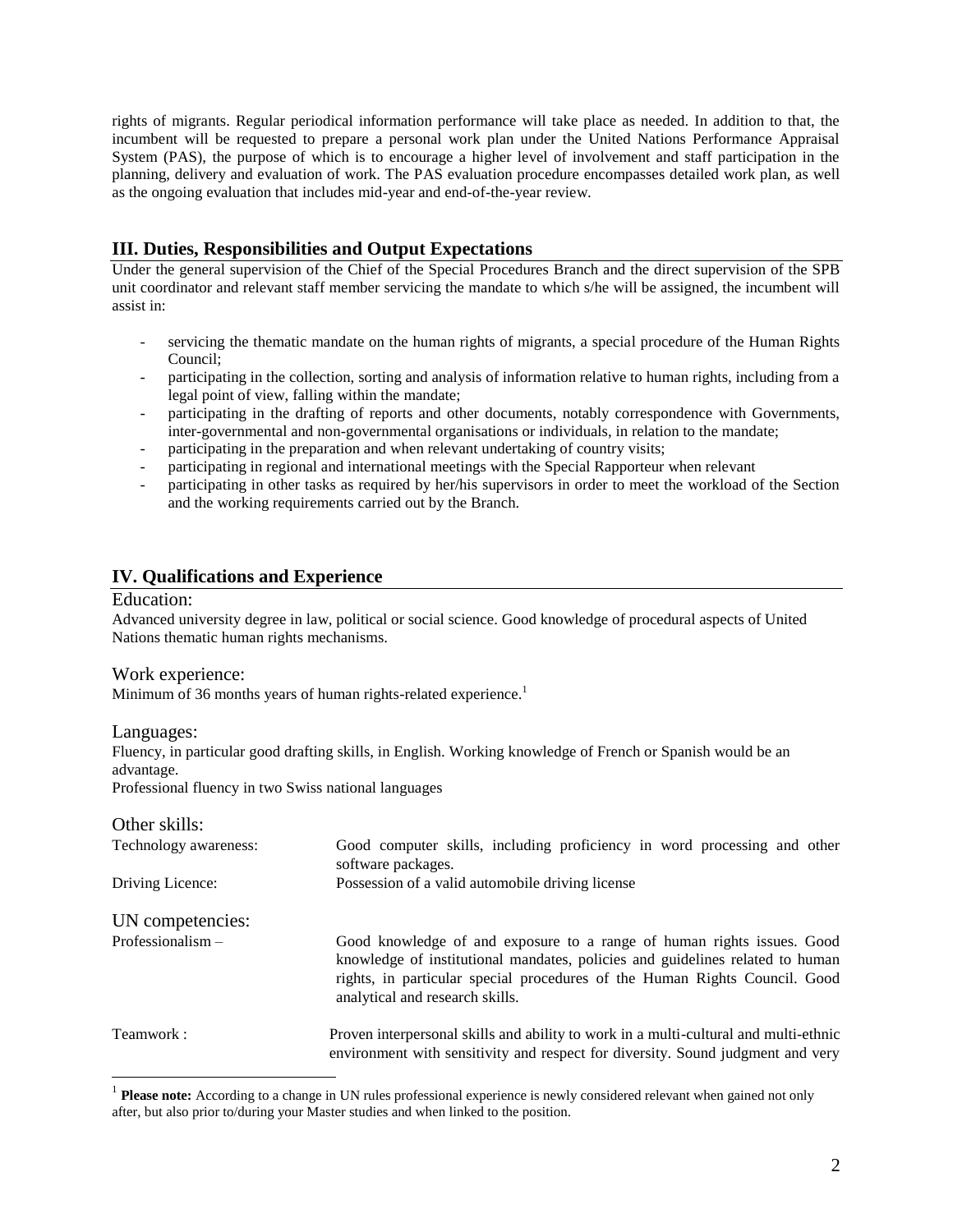rights of migrants. Regular periodical information performance will take place as needed. In addition to that, the incumbent will be requested to prepare a personal work plan under the United Nations Performance Appraisal System (PAS), the purpose of which is to encourage a higher level of involvement and staff participation in the planning, delivery and evaluation of work. The PAS evaluation procedure encompasses detailed work plan, as well as the ongoing evaluation that includes mid-year and end-of-the-year review.

## III. Duties, Responsibilities and Output Expectations

Under the general supervision of the Chief of the Special Procedures Branch and the direct supervision of the SPB unit coordinator and relevant staff member servicing the mandate to which s/he will be assigned, the incumbent will assist in:

- servicing the thematic mandate on the human rights of migrants, a special procedure of the Human Rights Council;
- participating in the collection, sorting and analysis of information relative to human rights, including from a legal point of view, falling within the mandate;
- participating in the drafting of reports and other documents, notably correspondence with Governments, inter-governmental and non-governmental organisations or individuals, in relation to the mandate;
- participating in the preparation and when relevant undertaking of country visits;
- participating in regional and international meetings with the Special Rapporteur when relevant
- participating in other tasks as required by her/his supervisors in order to meet the workload of the Section and the working requirements carried out by the Branch.

## IV. Qualifications and Experience

### Education:

Advanced university degree in law, political or social science. Good knowledge of procedural aspects of United Nations thematic human rights mechanisms.

### Work experience:

Minimum of 36 months years of human rights-related experience.[1]

### Languages:

Fluency, in particular good drafting skills, in English. Working knowledge of French or Spanish would be an advantage.

Professional fluency in two Swiss national languages

### Other skills:

| | |
|---|---|
| Technology awareness: | Good computer skills, including proficiency in word processing and other software packages. |
| Driving Licence: | Possession of a valid automobile driving license |

### UN competencies:

| | |
|---|---|
| Professionalism – | Good knowledge of and exposure to a range of human rights issues. Good knowledge of institutional mandates, policies and guidelines related to human rights, in particular special procedures of the Human Rights Council. Good analytical and research skills. |
| Teamwork : | Proven interpersonal skills and ability to work in a multi-cultural and multi-ethnic environment with sensitivity and respect for diversity. Sound judgment and very |

[1] **Please note:** According to a change in UN rules professional experience is newly considered relevant when gained not only after, but also prior to/during your Master studies and when linked to the position.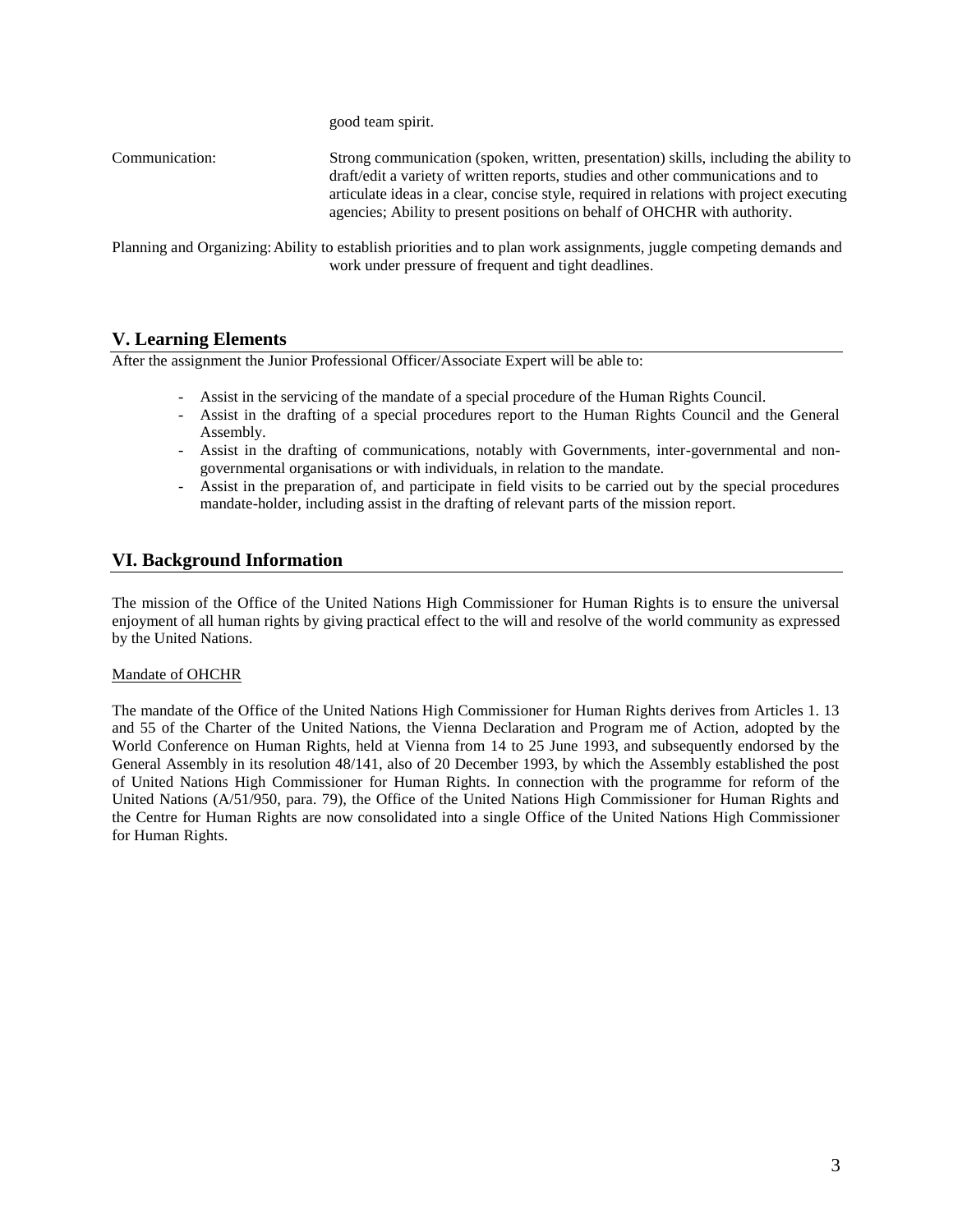good team spirit.

Communication: Strong communication (spoken, written, presentation) skills, including the ability to draft/edit a variety of written reports, studies and other communications and to articulate ideas in a clear, concise style, required in relations with project executing agencies; Ability to present positions on behalf of OHCHR with authority.

Planning and Organizing: Ability to establish priorities and to plan work assignments, juggle competing demands and work under pressure of frequent and tight deadlines.

## V. Learning Elements

After the assignment the Junior Professional Officer/Associate Expert will be able to:

- Assist in the servicing of the mandate of a special procedure of the Human Rights Council.
- Assist in the drafting of a special procedures report to the Human Rights Council and the General Assembly.
- Assist in the drafting of communications, notably with Governments, inter-governmental and non-governmental organisations or with individuals, in relation to the mandate.
- Assist in the preparation of, and participate in field visits to be carried out by the special procedures mandate-holder, including assist in the drafting of relevant parts of the mission report.

## VI. Background Information

The mission of the Office of the United Nations High Commissioner for Human Rights is to ensure the universal enjoyment of all human rights by giving practical effect to the will and resolve of the world community as expressed by the United Nations.

Mandate of OHCHR

The mandate of the Office of the United Nations High Commissioner for Human Rights derives from Articles 1. 13 and 55 of the Charter of the United Nations, the Vienna Declaration and Program me of Action, adopted by the World Conference on Human Rights, held at Vienna from 14 to 25 June 1993, and subsequently endorsed by the General Assembly in its resolution 48/141, also of 20 December 1993, by which the Assembly established the post of United Nations High Commissioner for Human Rights. In connection with the programme for reform of the United Nations (A/51/950, para. 79), the Office of the United Nations High Commissioner for Human Rights and the Centre for Human Rights are now consolidated into a single Office of the United Nations High Commissioner for Human Rights.